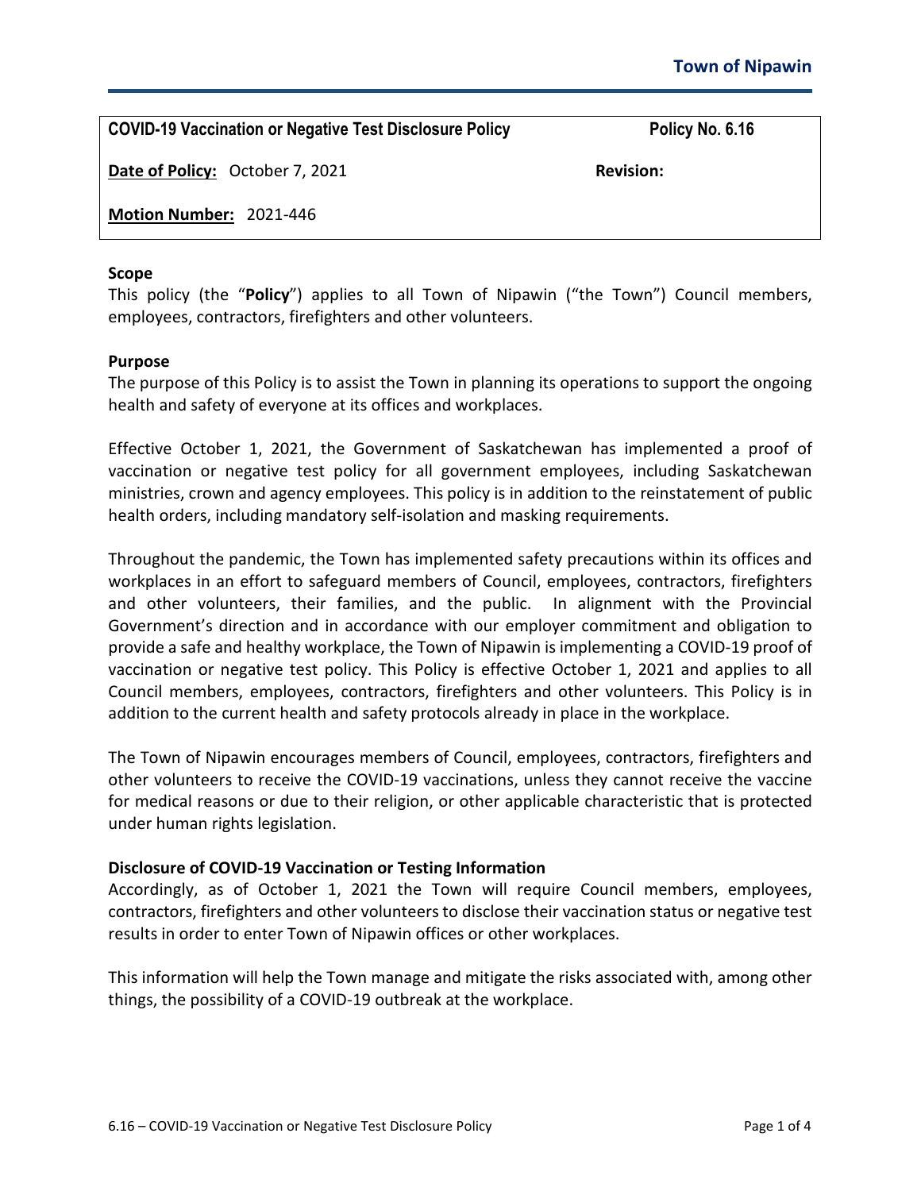**Town of Nipawin**

| **COVID-19 Vaccination or Negative Test Disclosure Policy** | **Policy No. 6.16** |
|---|---|
| **Date of Policy:** October 7, 2021 | **Revision:** |
| **Motion Number:** 2021-446 | |

### Scope

This policy (the "**Policy**") applies to all Town of Nipawin ("the Town") Council members, employees, contractors, firefighters and other volunteers.

### Purpose

The purpose of this Policy is to assist the Town in planning its operations to support the ongoing health and safety of everyone at its offices and workplaces.

Effective October 1, 2021, the Government of Saskatchewan has implemented a proof of vaccination or negative test policy for all government employees, including Saskatchewan ministries, crown and agency employees. This policy is in addition to the reinstatement of public health orders, including mandatory self-isolation and masking requirements.

Throughout the pandemic, the Town has implemented safety precautions within its offices and workplaces in an effort to safeguard members of Council, employees, contractors, firefighters and other volunteers, their families, and the public. In alignment with the Provincial Government's direction and in accordance with our employer commitment and obligation to provide a safe and healthy workplace, the Town of Nipawin is implementing a COVID-19 proof of vaccination or negative test policy. This Policy is effective October 1, 2021 and applies to all Council members, employees, contractors, firefighters and other volunteers. This Policy is in addition to the current health and safety protocols already in place in the workplace.

The Town of Nipawin encourages members of Council, employees, contractors, firefighters and other volunteers to receive the COVID-19 vaccinations, unless they cannot receive the vaccine for medical reasons or due to their religion, or other applicable characteristic that is protected under human rights legislation.

### Disclosure of COVID-19 Vaccination or Testing Information

Accordingly, as of October 1, 2021 the Town will require Council members, employees, contractors, firefighters and other volunteers to disclose their vaccination status or negative test results in order to enter Town of Nipawin offices or other workplaces.

This information will help the Town manage and mitigate the risks associated with, among other things, the possibility of a COVID-19 outbreak at the workplace.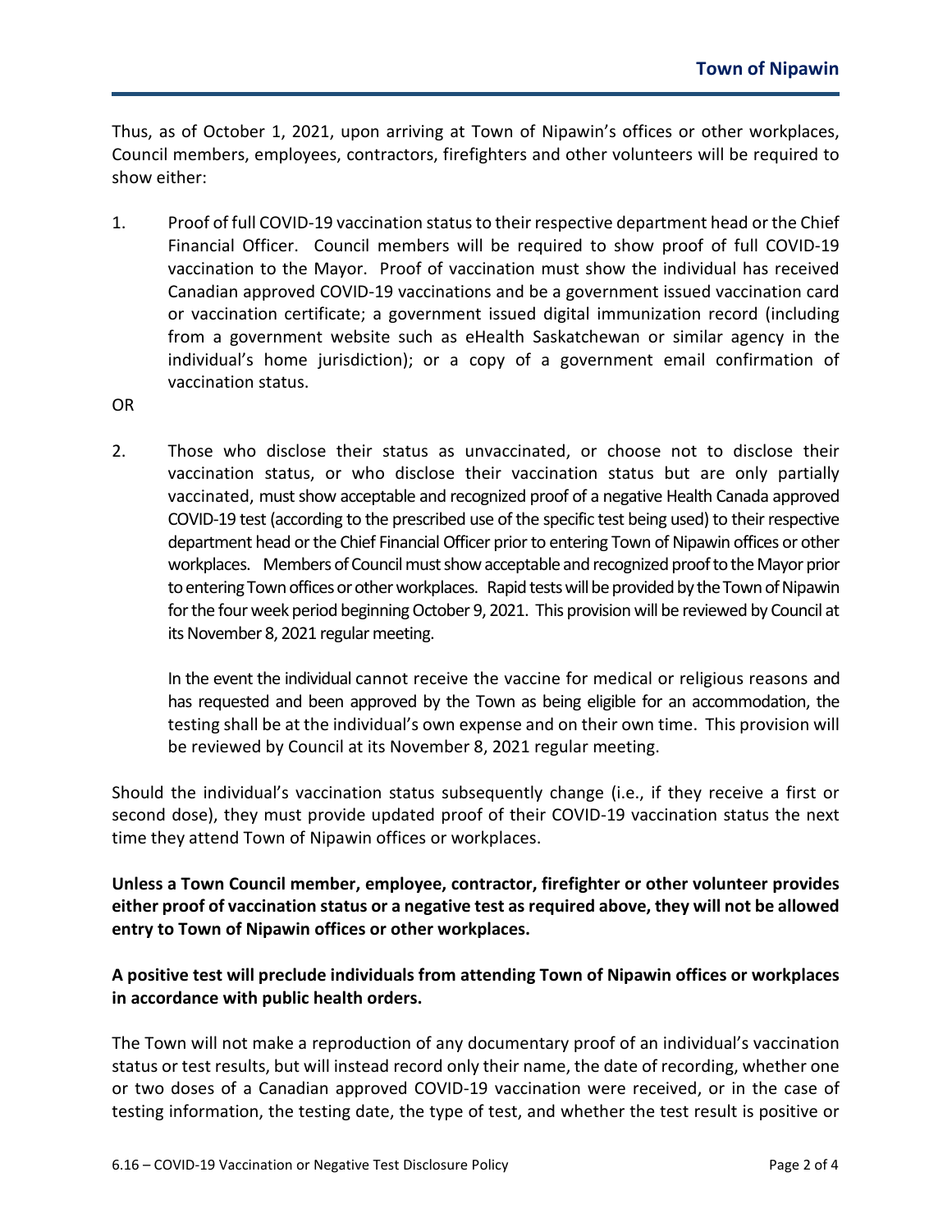Thus, as of October 1, 2021, upon arriving at Town of Nipawin's offices or other workplaces, Council members, employees, contractors, firefighters and other volunteers will be required to show either:

1. Proof of full COVID-19 vaccination status to their respective department head or the Chief Financial Officer. Council members will be required to show proof of full COVID-19 vaccination to the Mayor. Proof of vaccination must show the individual has received Canadian approved COVID-19 vaccinations and be a government issued vaccination card or vaccination certificate; a government issued digital immunization record (including from a government website such as eHealth Saskatchewan or similar agency in the individual's home jurisdiction); or a copy of a government email confirmation of vaccination status.

OR

2. Those who disclose their status as unvaccinated, or choose not to disclose their vaccination status, or who disclose their vaccination status but are only partially vaccinated, must show acceptable and recognized proof of a negative Health Canada approved COVID-19 test (according to the prescribed use of the specific test being used) to their respective department head or the Chief Financial Officer prior to entering Town of Nipawin offices or other workplaces. Members of Council must show acceptable and recognized proof to the Mayor prior to entering Town offices or other workplaces. Rapid tests will be provided by the Town of Nipawin for the four week period beginning October 9, 2021. This provision will be reviewed by Council at its November 8, 2021 regular meeting.

   In the event the individual cannot receive the vaccine for medical or religious reasons and has requested and been approved by the Town as being eligible for an accommodation, the testing shall be at the individual's own expense and on their own time. This provision will be reviewed by Council at its November 8, 2021 regular meeting.

Should the individual's vaccination status subsequently change (i.e., if they receive a first or second dose), they must provide updated proof of their COVID-19 vaccination status the next time they attend Town of Nipawin offices or workplaces.

**Unless a Town Council member, employee, contractor, firefighter or other volunteer provides either proof of vaccination status or a negative test as required above, they will not be allowed entry to Town of Nipawin offices or other workplaces.**

**A positive test will preclude individuals from attending Town of Nipawin offices or workplaces in accordance with public health orders.**

The Town will not make a reproduction of any documentary proof of an individual's vaccination status or test results, but will instead record only their name, the date of recording, whether one or two doses of a Canadian approved COVID-19 vaccination were received, or in the case of testing information, the testing date, the type of test, and whether the test result is positive or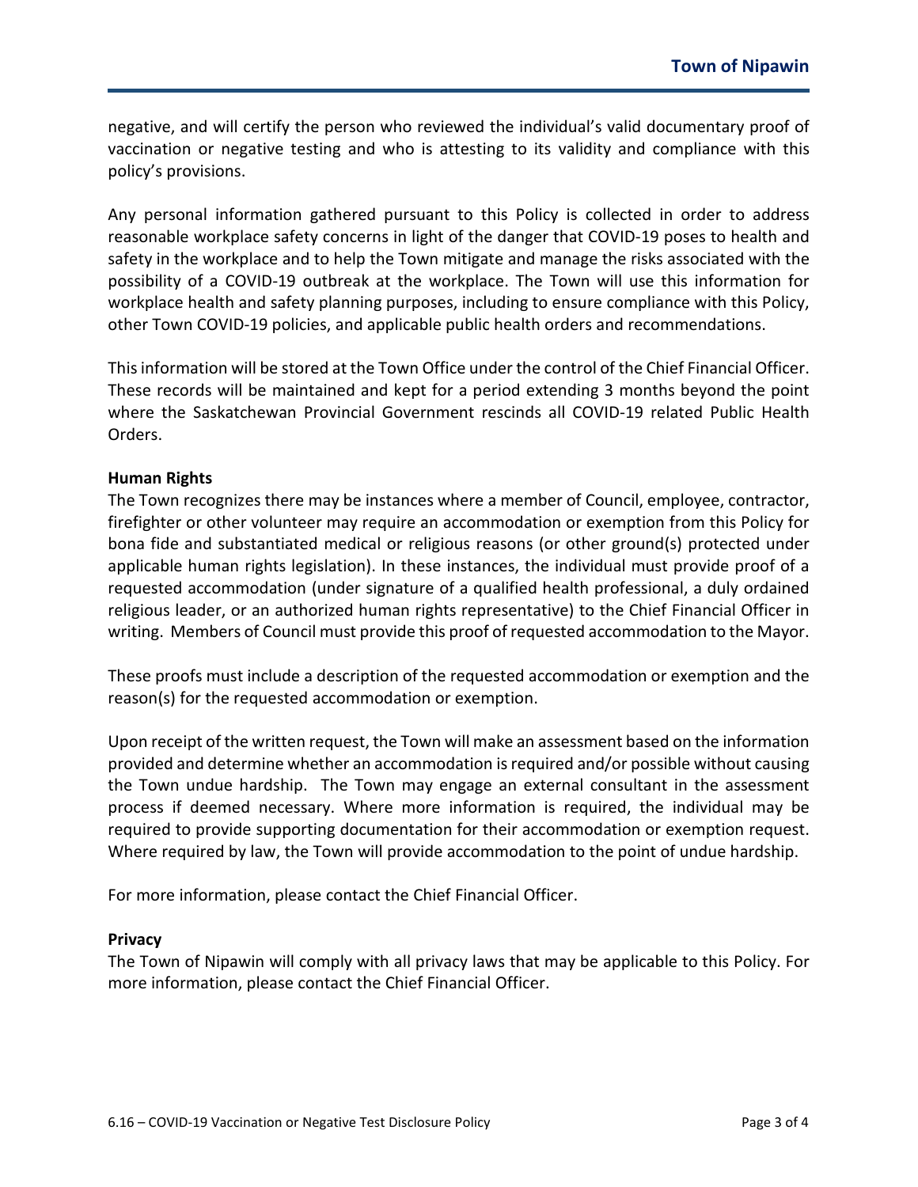negative, and will certify the person who reviewed the individual's valid documentary proof of vaccination or negative testing and who is attesting to its validity and compliance with this policy's provisions.

Any personal information gathered pursuant to this Policy is collected in order to address reasonable workplace safety concerns in light of the danger that COVID-19 poses to health and safety in the workplace and to help the Town mitigate and manage the risks associated with the possibility of a COVID-19 outbreak at the workplace. The Town will use this information for workplace health and safety planning purposes, including to ensure compliance with this Policy, other Town COVID-19 policies, and applicable public health orders and recommendations.

This information will be stored at the Town Office under the control of the Chief Financial Officer. These records will be maintained and kept for a period extending 3 months beyond the point where the Saskatchewan Provincial Government rescinds all COVID-19 related Public Health Orders.

**Human Rights**

The Town recognizes there may be instances where a member of Council, employee, contractor, firefighter or other volunteer may require an accommodation or exemption from this Policy for bona fide and substantiated medical or religious reasons (or other ground(s) protected under applicable human rights legislation). In these instances, the individual must provide proof of a requested accommodation (under signature of a qualified health professional, a duly ordained religious leader, or an authorized human rights representative) to the Chief Financial Officer in writing. Members of Council must provide this proof of requested accommodation to the Mayor.

These proofs must include a description of the requested accommodation or exemption and the reason(s) for the requested accommodation or exemption.

Upon receipt of the written request, the Town will make an assessment based on the information provided and determine whether an accommodation is required and/or possible without causing the Town undue hardship. The Town may engage an external consultant in the assessment process if deemed necessary. Where more information is required, the individual may be required to provide supporting documentation for their accommodation or exemption request. Where required by law, the Town will provide accommodation to the point of undue hardship.

For more information, please contact the Chief Financial Officer.

**Privacy**

The Town of Nipawin will comply with all privacy laws that may be applicable to this Policy. For more information, please contact the Chief Financial Officer.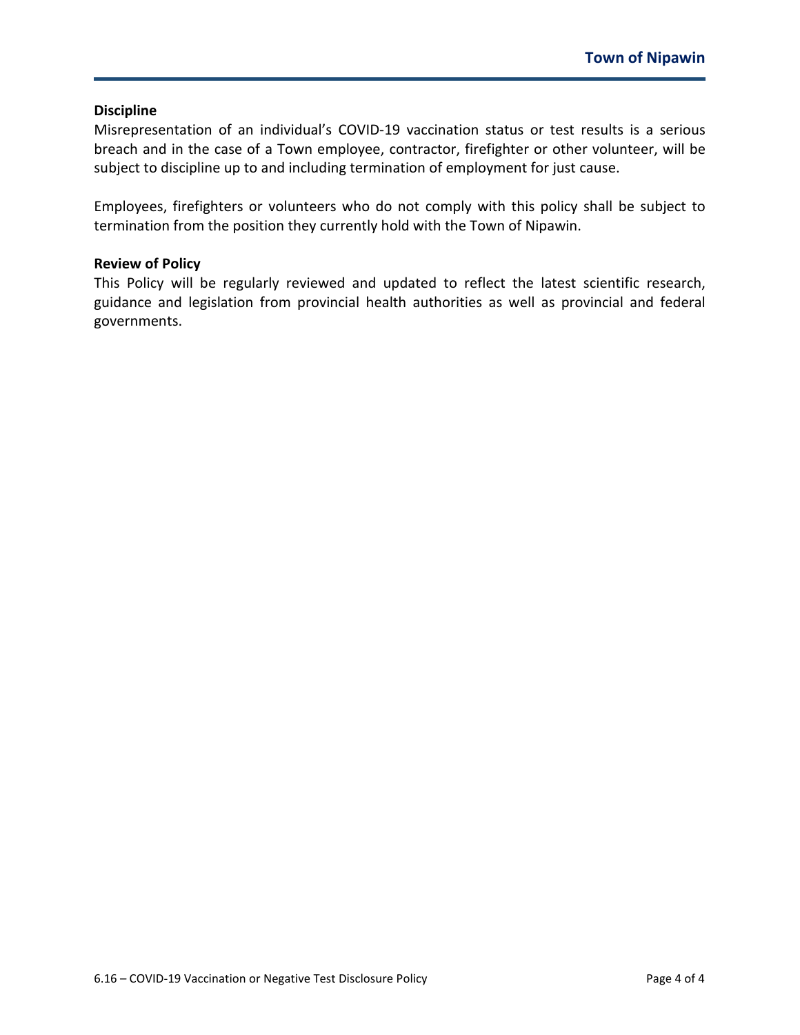**Discipline**

Misrepresentation of an individual's COVID-19 vaccination status or test results is a serious breach and in the case of a Town employee, contractor, firefighter or other volunteer, will be subject to discipline up to and including termination of employment for just cause.

Employees, firefighters or volunteers who do not comply with this policy shall be subject to termination from the position they currently hold with the Town of Nipawin.

**Review of Policy**

This Policy will be regularly reviewed and updated to reflect the latest scientific research, guidance and legislation from provincial health authorities as well as provincial and federal governments.